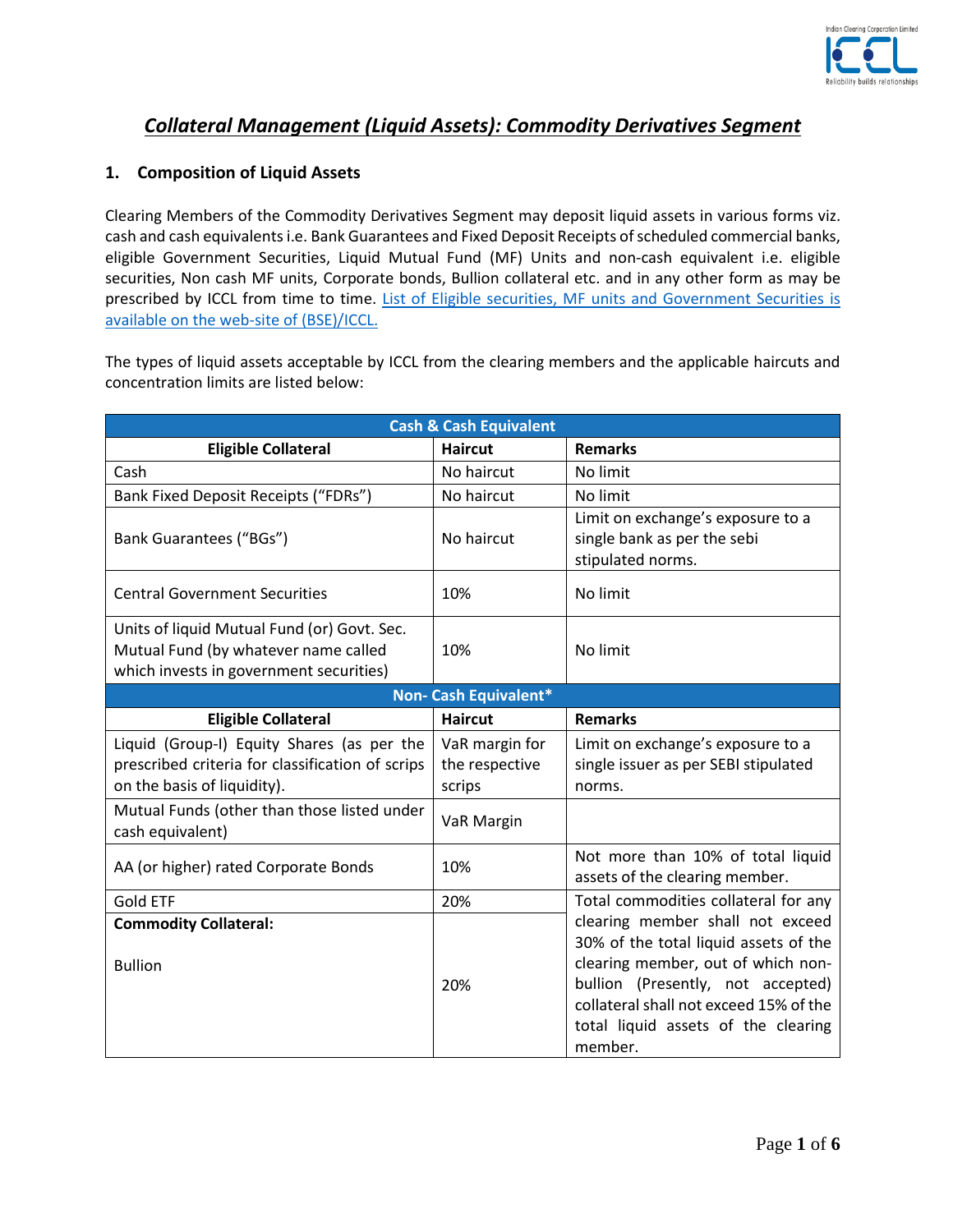# *Collateral Management (Liquid Assets): Commodity Derivatives Segment*

## 1. Composition of Liquid Assets

Clearing Members of the Commodity Derivatives Segment may deposit liquid assets in various forms viz. cash and cash equivalents i.e. Bank Guarantees and Fixed Deposit Receipts of scheduled commercial banks, eligible Government Securities, Liquid Mutual Fund (MF) Units and non-cash equivalent i.e. eligible securities, Non cash MF units, Corporate bonds, Bullion collateral etc. and in any other form as may be prescribed by ICCL from time to time. [List of Eligible securities, MF units and Government Securities is available on the web-site of (BSE)/ICCL.]

The types of liquid assets acceptable by ICCL from the clearing members and the applicable haircuts and concentration limits are listed below:

| **Cash & Cash Equivalent** | | |
|---|---|---|
| **Eligible Collateral** | **Haircut** | **Remarks** |
| Cash | No haircut | No limit |
| Bank Fixed Deposit Receipts ("FDRs") | No haircut | No limit |
| Bank Guarantees ("BGs") | No haircut | Limit on exchange's exposure to a single bank as per the sebi stipulated norms. |
| Central Government Securities | 10% | No limit |
| Units of liquid Mutual Fund (or) Govt. Sec. Mutual Fund (by whatever name called which invests in government securities) | 10% | No limit |
| **Non- Cash Equivalent*** | | |
| **Eligible Collateral** | **Haircut** | **Remarks** |
| Liquid (Group-I) Equity Shares (as per the prescribed criteria for classification of scrips on the basis of liquidity). | VaR margin for the respective scrips | Limit on exchange's exposure to a single issuer as per SEBI stipulated norms. |
| Mutual Funds (other than those listed under cash equivalent) | VaR Margin | |
| AA (or higher) rated Corporate Bonds | 10% | Not more than 10% of total liquid assets of the clearing member. |
| Gold ETF | 20% | Total commodities collateral for any clearing member shall not exceed 30% of the total liquid assets of the clearing member, out of which non-bullion (Presently, not accepted) collateral shall not exceed 15% of the total liquid assets of the clearing member. |
| **Commodity Collateral:** Bullion | 20% | |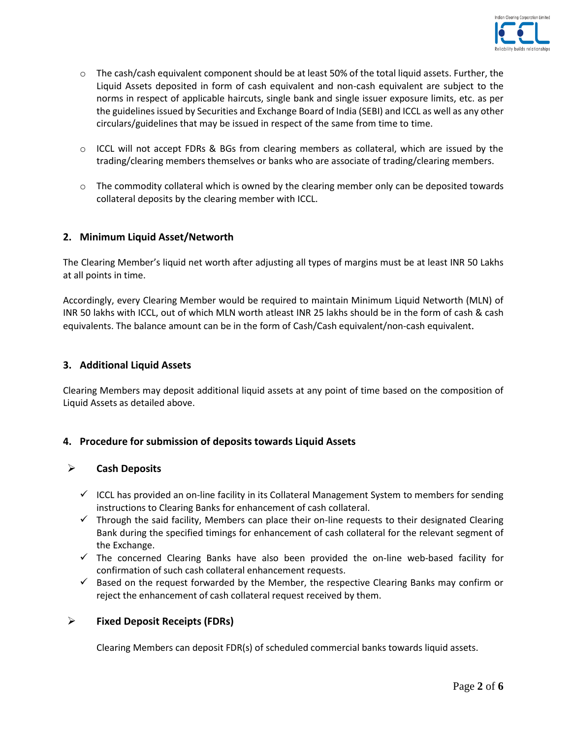- The cash/cash equivalent component should be at least 50% of the total liquid assets. Further, the Liquid Assets deposited in form of cash equivalent and non-cash equivalent are subject to the norms in respect of applicable haircuts, single bank and single issuer exposure limits, etc. as per the guidelines issued by Securities and Exchange Board of India (SEBI) and ICCL as well as any other circulars/guidelines that may be issued in respect of the same from time to time.

- ICCL will not accept FDRs & BGs from clearing members as collateral, which are issued by the trading/clearing members themselves or banks who are associate of trading/clearing members.

- The commodity collateral which is owned by the clearing member only can be deposited towards collateral deposits by the clearing member with ICCL.

## 2. Minimum Liquid Asset/Networth

The Clearing Member's liquid net worth after adjusting all types of margins must be at least INR 50 Lakhs at all points in time.

Accordingly, every Clearing Member would be required to maintain Minimum Liquid Networth (MLN) of INR 50 lakhs with ICCL, out of which MLN worth atleast INR 25 lakhs should be in the form of cash & cash equivalents. The balance amount can be in the form of Cash/Cash equivalent/non-cash equivalent.

## 3. Additional Liquid Assets

Clearing Members may deposit additional liquid assets at any point of time based on the composition of Liquid Assets as detailed above.

## 4. Procedure for submission of deposits towards Liquid Assets

### Cash Deposits

- ICCL has provided an on-line facility in its Collateral Management System to members for sending instructions to Clearing Banks for enhancement of cash collateral.
- Through the said facility, Members can place their on-line requests to their designated Clearing Bank during the specified timings for enhancement of cash collateral for the relevant segment of the Exchange.
- The concerned Clearing Banks have also been provided the on-line web-based facility for confirmation of such cash collateral enhancement requests.
- Based on the request forwarded by the Member, the respective Clearing Banks may confirm or reject the enhancement of cash collateral request received by them.

### Fixed Deposit Receipts (FDRs)

Clearing Members can deposit FDR(s) of scheduled commercial banks towards liquid assets.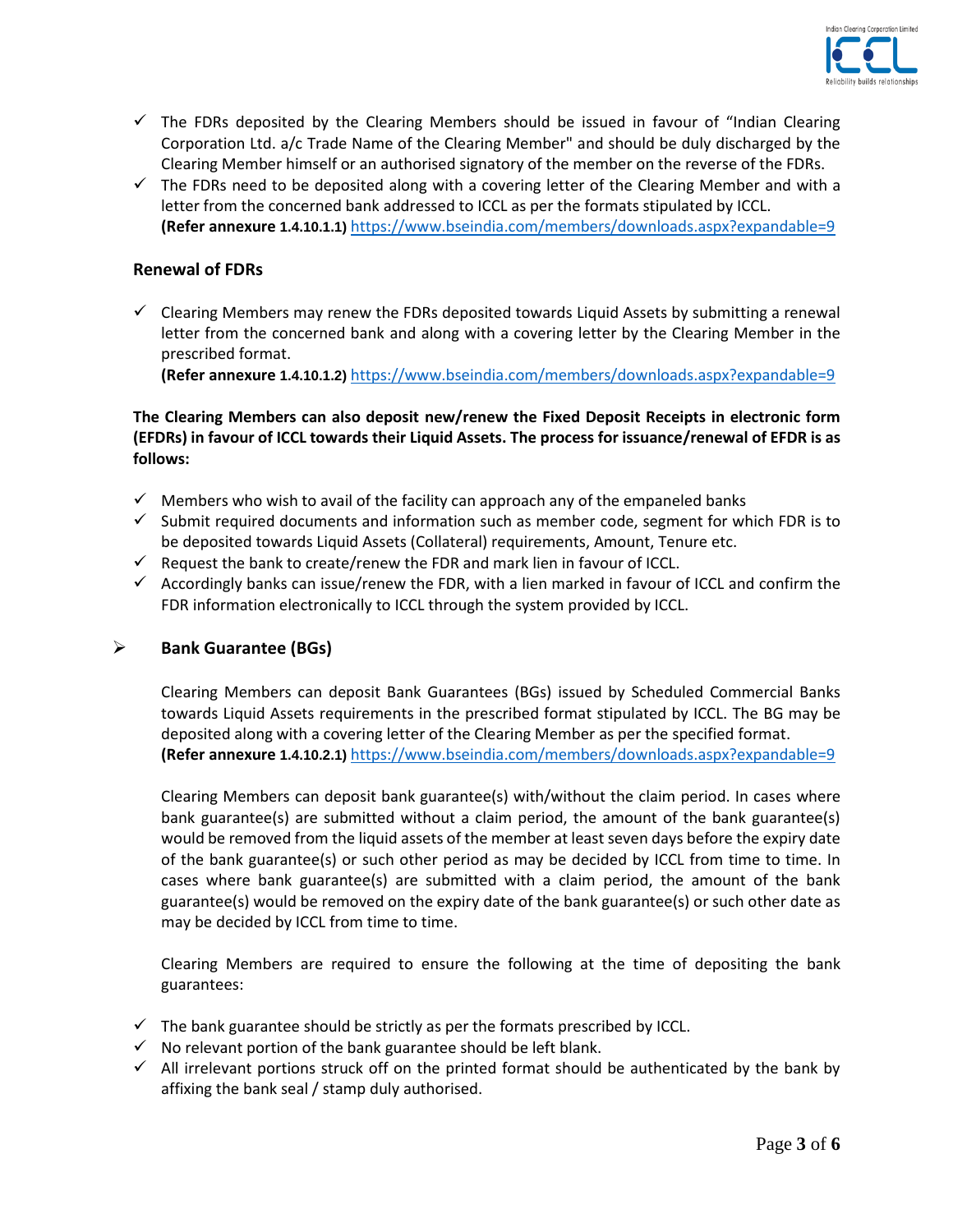- ✓ The FDRs deposited by the Clearing Members should be issued in favour of "Indian Clearing Corporation Ltd. a/c Trade Name of the Clearing Member" and should be duly discharged by the Clearing Member himself or an authorised signatory of the member on the reverse of the FDRs.
- ✓ The FDRs need to be deposited along with a covering letter of the Clearing Member and with a letter from the concerned bank addressed to ICCL as per the formats stipulated by ICCL.
  **(Refer annexure 1.4.10.1.1)** https://www.bseindia.com/members/downloads.aspx?expandable=9

### Renewal of FDRs

- ✓ Clearing Members may renew the FDRs deposited towards Liquid Assets by submitting a renewal letter from the concerned bank and along with a covering letter by the Clearing Member in the prescribed format.
  **(Refer annexure 1.4.10.1.2)** https://www.bseindia.com/members/downloads.aspx?expandable=9

**The Clearing Members can also deposit new/renew the Fixed Deposit Receipts in electronic form (EFDRs) in favour of ICCL towards their Liquid Assets. The process for issuance/renewal of EFDR is as follows:**

- ✓ Members who wish to avail of the facility can approach any of the empaneled banks
- ✓ Submit required documents and information such as member code, segment for which FDR is to be deposited towards Liquid Assets (Collateral) requirements, Amount, Tenure etc.
- ✓ Request the bank to create/renew the FDR and mark lien in favour of ICCL.
- ✓ Accordingly banks can issue/renew the FDR, with a lien marked in favour of ICCL and confirm the FDR information electronically to ICCL through the system provided by ICCL.

### ➢ Bank Guarantee (BGs)

Clearing Members can deposit Bank Guarantees (BGs) issued by Scheduled Commercial Banks towards Liquid Assets requirements in the prescribed format stipulated by ICCL. The BG may be deposited along with a covering letter of the Clearing Member as per the specified format.
**(Refer annexure 1.4.10.2.1)** https://www.bseindia.com/members/downloads.aspx?expandable=9

Clearing Members can deposit bank guarantee(s) with/without the claim period. In cases where bank guarantee(s) are submitted without a claim period, the amount of the bank guarantee(s) would be removed from the liquid assets of the member at least seven days before the expiry date of the bank guarantee(s) or such other period as may be decided by ICCL from time to time. In cases where bank guarantee(s) are submitted with a claim period, the amount of the bank guarantee(s) would be removed on the expiry date of the bank guarantee(s) or such other date as may be decided by ICCL from time to time.

Clearing Members are required to ensure the following at the time of depositing the bank guarantees:

- ✓ The bank guarantee should be strictly as per the formats prescribed by ICCL.
- ✓ No relevant portion of the bank guarantee should be left blank.
- ✓ All irrelevant portions struck off on the printed format should be authenticated by the bank by affixing the bank seal / stamp duly authorised.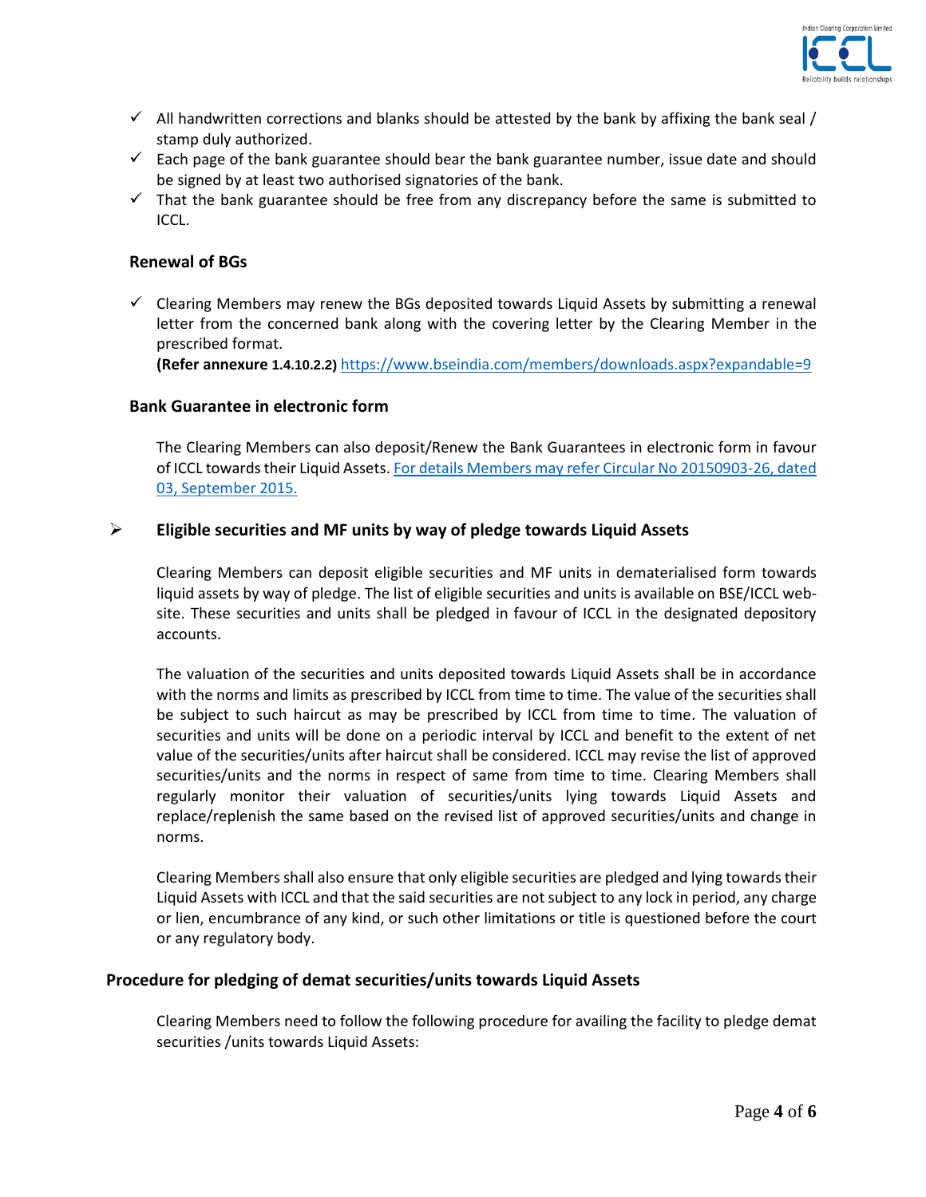- ✓ All handwritten corrections and blanks should be attested by the bank by affixing the bank seal / stamp duly authorized.
- ✓ Each page of the bank guarantee should bear the bank guarantee number, issue date and should be signed by at least two authorised signatories of the bank.
- ✓ That the bank guarantee should be free from any discrepancy before the same is submitted to ICCL.

### Renewal of BGs

- ✓ Clearing Members may renew the BGs deposited towards Liquid Assets by submitting a renewal letter from the concerned bank along with the covering letter by the Clearing Member in the prescribed format.
  **(Refer annexure 1.4.10.2.2)** [https://www.bseindia.com/members/downloads.aspx?expandable=9](https://www.bseindia.com/members/downloads.aspx?expandable=9)

### Bank Guarantee in electronic form

The Clearing Members can also deposit/Renew the Bank Guarantees in electronic form in favour of ICCL towards their Liquid Assets. For details Members may refer Circular No 20150903-26, dated 03, September 2015.

### ➢ Eligible securities and MF units by way of pledge towards Liquid Assets

Clearing Members can deposit eligible securities and MF units in dematerialised form towards liquid assets by way of pledge. The list of eligible securities and units is available on BSE/ICCL web-site. These securities and units shall be pledged in favour of ICCL in the designated depository accounts.

The valuation of the securities and units deposited towards Liquid Assets shall be in accordance with the norms and limits as prescribed by ICCL from time to time. The value of the securities shall be subject to such haircut as may be prescribed by ICCL from time to time. The valuation of securities and units will be done on a periodic interval by ICCL and benefit to the extent of net value of the securities/units after haircut shall be considered. ICCL may revise the list of approved securities/units and the norms in respect of same from time to time. Clearing Members shall regularly monitor their valuation of securities/units lying towards Liquid Assets and replace/replenish the same based on the revised list of approved securities/units and change in norms.

Clearing Members shall also ensure that only eligible securities are pledged and lying towards their Liquid Assets with ICCL and that the said securities are not subject to any lock in period, any charge or lien, encumbrance of any kind, or such other limitations or title is questioned before the court or any regulatory body.

### Procedure for pledging of demat securities/units towards Liquid Assets

Clearing Members need to follow the following procedure for availing the facility to pledge demat securities /units towards Liquid Assets: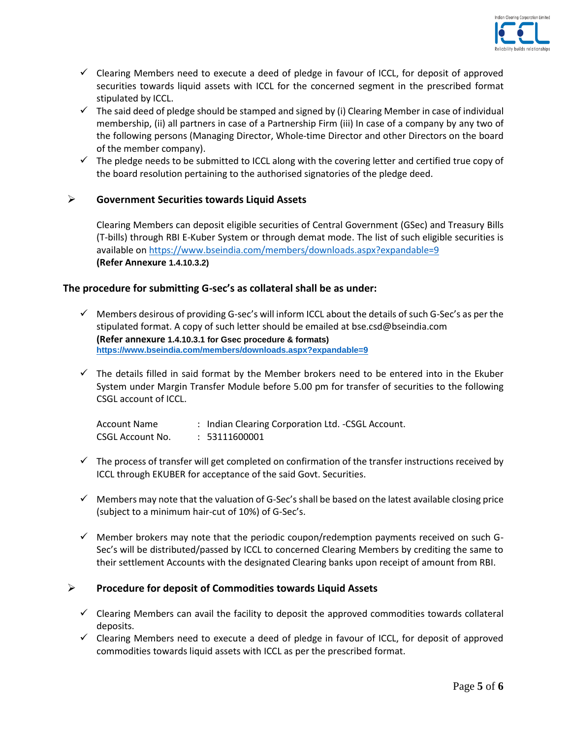- ✓ Clearing Members need to execute a deed of pledge in favour of ICCL, for deposit of approved securities towards liquid assets with ICCL for the concerned segment in the prescribed format stipulated by ICCL.
- ✓ The said deed of pledge should be stamped and signed by (i) Clearing Member in case of individual membership, (ii) all partners in case of a Partnership Firm (iii) In case of a company by any two of the following persons (Managing Director, Whole-time Director and other Directors on the board of the member company).
- ✓ The pledge needs to be submitted to ICCL along with the covering letter and certified true copy of the board resolution pertaining to the authorised signatories of the pledge deed.

### ➢ Government Securities towards Liquid Assets

Clearing Members can deposit eligible securities of Central Government (GSec) and Treasury Bills (T-bills) through RBI E-Kuber System or through demat mode. The list of such eligible securities is available on https://www.bseindia.com/members/downloads.aspx?expandable=9
**(Refer Annexure 1.4.10.3.2)**

### The procedure for submitting G-sec's as collateral shall be as under:

- ✓ Members desirous of providing G-sec's will inform ICCL about the details of such G-Sec's as per the stipulated format. A copy of such letter should be emailed at bse.csd@bseindia.com
**(Refer annexure 1.4.10.3.1 for Gsec procedure & formats)**
**https://www.bseindia.com/members/downloads.aspx?expandable=9**

- ✓ The details filled in said format by the Member brokers need to be entered into in the Ekuber System under Margin Transfer Module before 5.00 pm for transfer of securities to the following CSGL account of ICCL.

| | | |
|---|---|---|
| Account Name | : | Indian Clearing Corporation Ltd. -CSGL Account. |
| CSGL Account No. | : | 53111600001 |

- ✓ The process of transfer will get completed on confirmation of the transfer instructions received by ICCL through EKUBER for acceptance of the said Govt. Securities.

- ✓ Members may note that the valuation of G-Sec's shall be based on the latest available closing price (subject to a minimum hair-cut of 10%) of G-Sec's.

- ✓ Member brokers may note that the periodic coupon/redemption payments received on such G-Sec's will be distributed/passed by ICCL to concerned Clearing Members by crediting the same to their settlement Accounts with the designated Clearing banks upon receipt of amount from RBI.

### ➢ Procedure for deposit of Commodities towards Liquid Assets

- ✓ Clearing Members can avail the facility to deposit the approved commodities towards collateral deposits.
- ✓ Clearing Members need to execute a deed of pledge in favour of ICCL, for deposit of approved commodities towards liquid assets with ICCL as per the prescribed format.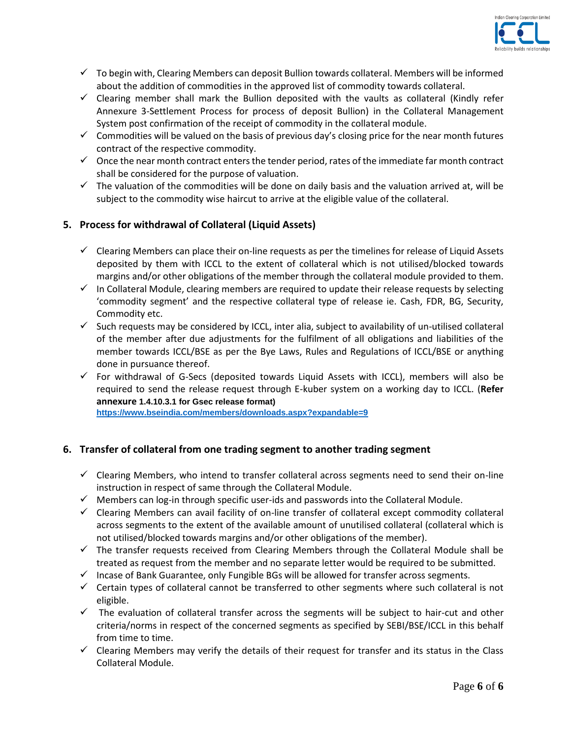- ✓ To begin with, Clearing Members can deposit Bullion towards collateral. Members will be informed about the addition of commodities in the approved list of commodity towards collateral.
- ✓ Clearing member shall mark the Bullion deposited with the vaults as collateral (Kindly refer Annexure 3-Settlement Process for process of deposit Bullion) in the Collateral Management System post confirmation of the receipt of commodity in the collateral module.
- ✓ Commodities will be valued on the basis of previous day's closing price for the near month futures contract of the respective commodity.
- ✓ Once the near month contract enters the tender period, rates of the immediate far month contract shall be considered for the purpose of valuation.
- ✓ The valuation of the commodities will be done on daily basis and the valuation arrived at, will be subject to the commodity wise haircut to arrive at the eligible value of the collateral.

## 5. Process for withdrawal of Collateral (Liquid Assets)

- ✓ Clearing Members can place their on-line requests as per the timelines for release of Liquid Assets deposited by them with ICCL to the extent of collateral which is not utilised/blocked towards margins and/or other obligations of the member through the collateral module provided to them.
- ✓ In Collateral Module, clearing members are required to update their release requests by selecting 'commodity segment' and the respective collateral type of release ie. Cash, FDR, BG, Security, Commodity etc.
- ✓ Such requests may be considered by ICCL, inter alia, subject to availability of un-utilised collateral of the member after due adjustments for the fulfilment of all obligations and liabilities of the member towards ICCL/BSE as per the Bye Laws, Rules and Regulations of ICCL/BSE or anything done in pursuance thereof.
- ✓ For withdrawal of G-Secs (deposited towards Liquid Assets with ICCL), members will also be required to send the release request through E-kuber system on a working day to ICCL. (**Refer annexure 1.4.10.3.1 for Gsec release format)**
  **https://www.bseindia.com/members/downloads.aspx?expandable=9**

## 6. Transfer of collateral from one trading segment to another trading segment

- ✓ Clearing Members, who intend to transfer collateral across segments need to send their on-line instruction in respect of same through the Collateral Module.
- ✓ Members can log-in through specific user-ids and passwords into the Collateral Module.
- ✓ Clearing Members can avail facility of on-line transfer of collateral except commodity collateral across segments to the extent of the available amount of unutilised collateral (collateral which is not utilised/blocked towards margins and/or other obligations of the member).
- ✓ The transfer requests received from Clearing Members through the Collateral Module shall be treated as request from the member and no separate letter would be required to be submitted.
- ✓ Incase of Bank Guarantee, only Fungible BGs will be allowed for transfer across segments.
- ✓ Certain types of collateral cannot be transferred to other segments where such collateral is not eligible.
- ✓ The evaluation of collateral transfer across the segments will be subject to hair-cut and other criteria/norms in respect of the concerned segments as specified by SEBI/BSE/ICCL in this behalf from time to time.
- ✓ Clearing Members may verify the details of their request for transfer and its status in the Class Collateral Module.